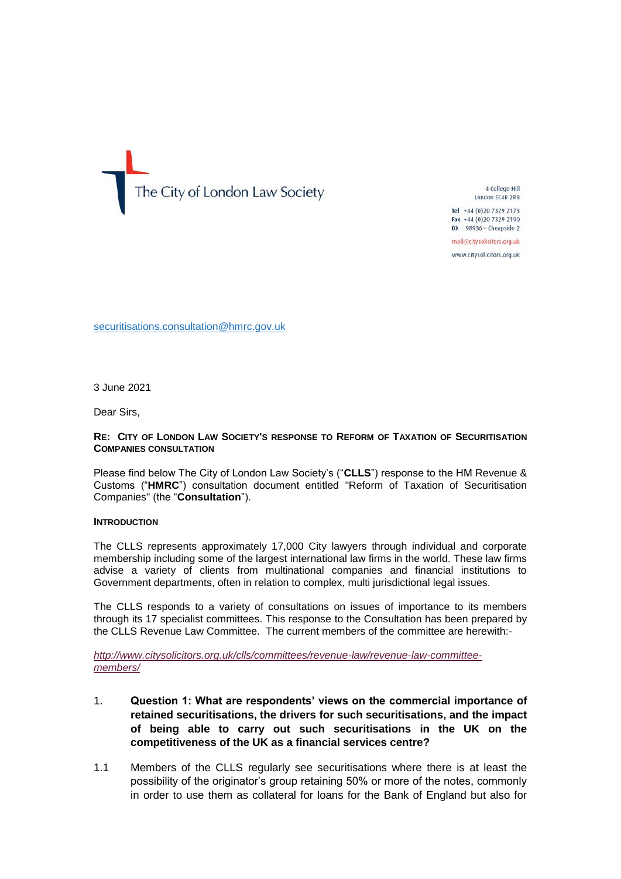The City of London Law Society

4 College Hill
London EC4R 2RB

Tel +44 (0)20 7329 2173
Fax +44 (0)20 7329 2190
DX 98936 – Cheapside 2

mail@citysolicitors.org.uk

www.citysolicitors.org.uk

securitisations.consultation@hmrc.gov.uk

3 June 2021

Dear Sirs,

**RE: CITY OF LONDON LAW SOCIETY'S RESPONSE TO REFORM OF TAXATION OF SECURITISATION COMPANIES CONSULTATION**

Please find below The City of London Law Society's ("**CLLS**") response to the HM Revenue & Customs ("**HMRC**") consultation document entitled "Reform of Taxation of Securitisation Companies" (the "**Consultation**").

**INTRODUCTION**

The CLLS represents approximately 17,000 City lawyers through individual and corporate membership including some of the largest international law firms in the world. These law firms advise a variety of clients from multinational companies and financial institutions to Government departments, often in relation to complex, multi jurisdictional legal issues.

The CLLS responds to a variety of consultations on issues of importance to its members through its 17 specialist committees. This response to the Consultation has been prepared by the CLLS Revenue Law Committee. The current members of the committee are herewith:-

*http://www.citysolicitors.org.uk/clls/committees/revenue-law/revenue-law-committee-members/*

1. **Question 1: What are respondents' views on the commercial importance of retained securitisations, the drivers for such securitisations, and the impact of being able to carry out such securitisations in the UK on the competitiveness of the UK as a financial services centre?**

1.1 Members of the CLLS regularly see securitisations where there is at least the possibility of the originator's group retaining 50% or more of the notes, commonly in order to use them as collateral for loans for the Bank of England but also for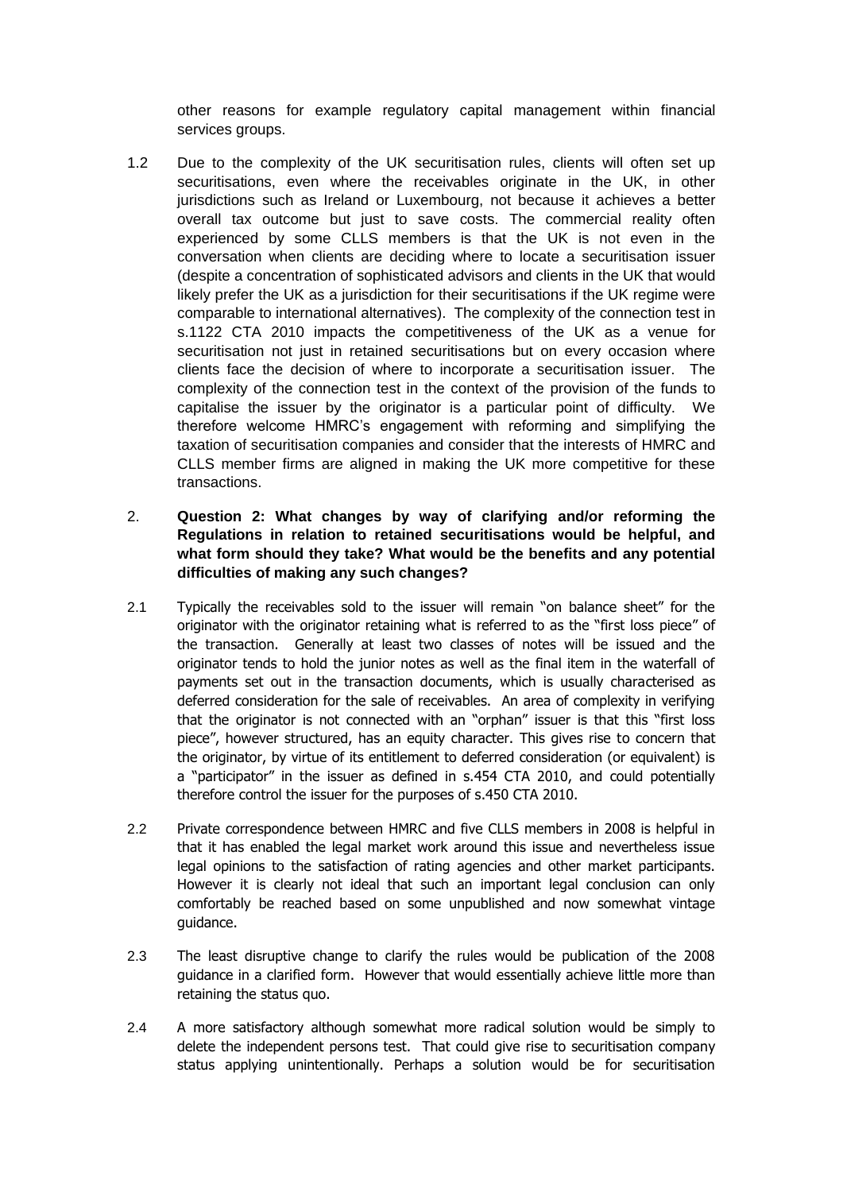other reasons for example regulatory capital management within financial services groups.

1.2 Due to the complexity of the UK securitisation rules, clients will often set up securitisations, even where the receivables originate in the UK, in other jurisdictions such as Ireland or Luxembourg, not because it achieves a better overall tax outcome but just to save costs. The commercial reality often experienced by some CLLS members is that the UK is not even in the conversation when clients are deciding where to locate a securitisation issuer (despite a concentration of sophisticated advisors and clients in the UK that would likely prefer the UK as a jurisdiction for their securitisations if the UK regime were comparable to international alternatives). The complexity of the connection test in s.1122 CTA 2010 impacts the competitiveness of the UK as a venue for securitisation not just in retained securitisations but on every occasion where clients face the decision of where to incorporate a securitisation issuer. The complexity of the connection test in the context of the provision of the funds to capitalise the issuer by the originator is a particular point of difficulty. We therefore welcome HMRC's engagement with reforming and simplifying the taxation of securitisation companies and consider that the interests of HMRC and CLLS member firms are aligned in making the UK more competitive for these transactions.

2. **Question 2: What changes by way of clarifying and/or reforming the Regulations in relation to retained securitisations would be helpful, and what form should they take? What would be the benefits and any potential difficulties of making any such changes?**

2.1 Typically the receivables sold to the issuer will remain "on balance sheet" for the originator with the originator retaining what is referred to as the "first loss piece" of the transaction. Generally at least two classes of notes will be issued and the originator tends to hold the junior notes as well as the final item in the waterfall of payments set out in the transaction documents, which is usually characterised as deferred consideration for the sale of receivables. An area of complexity in verifying that the originator is not connected with an "orphan" issuer is that this "first loss piece", however structured, has an equity character. This gives rise to concern that the originator, by virtue of its entitlement to deferred consideration (or equivalent) is a "participator" in the issuer as defined in s.454 CTA 2010, and could potentially therefore control the issuer for the purposes of s.450 CTA 2010.

2.2 Private correspondence between HMRC and five CLLS members in 2008 is helpful in that it has enabled the legal market work around this issue and nevertheless issue legal opinions to the satisfaction of rating agencies and other market participants. However it is clearly not ideal that such an important legal conclusion can only comfortably be reached based on some unpublished and now somewhat vintage guidance.

2.3 The least disruptive change to clarify the rules would be publication of the 2008 guidance in a clarified form. However that would essentially achieve little more than retaining the status quo.

2.4 A more satisfactory although somewhat more radical solution would be simply to delete the independent persons test. That could give rise to securitisation company status applying unintentionally. Perhaps a solution would be for securitisation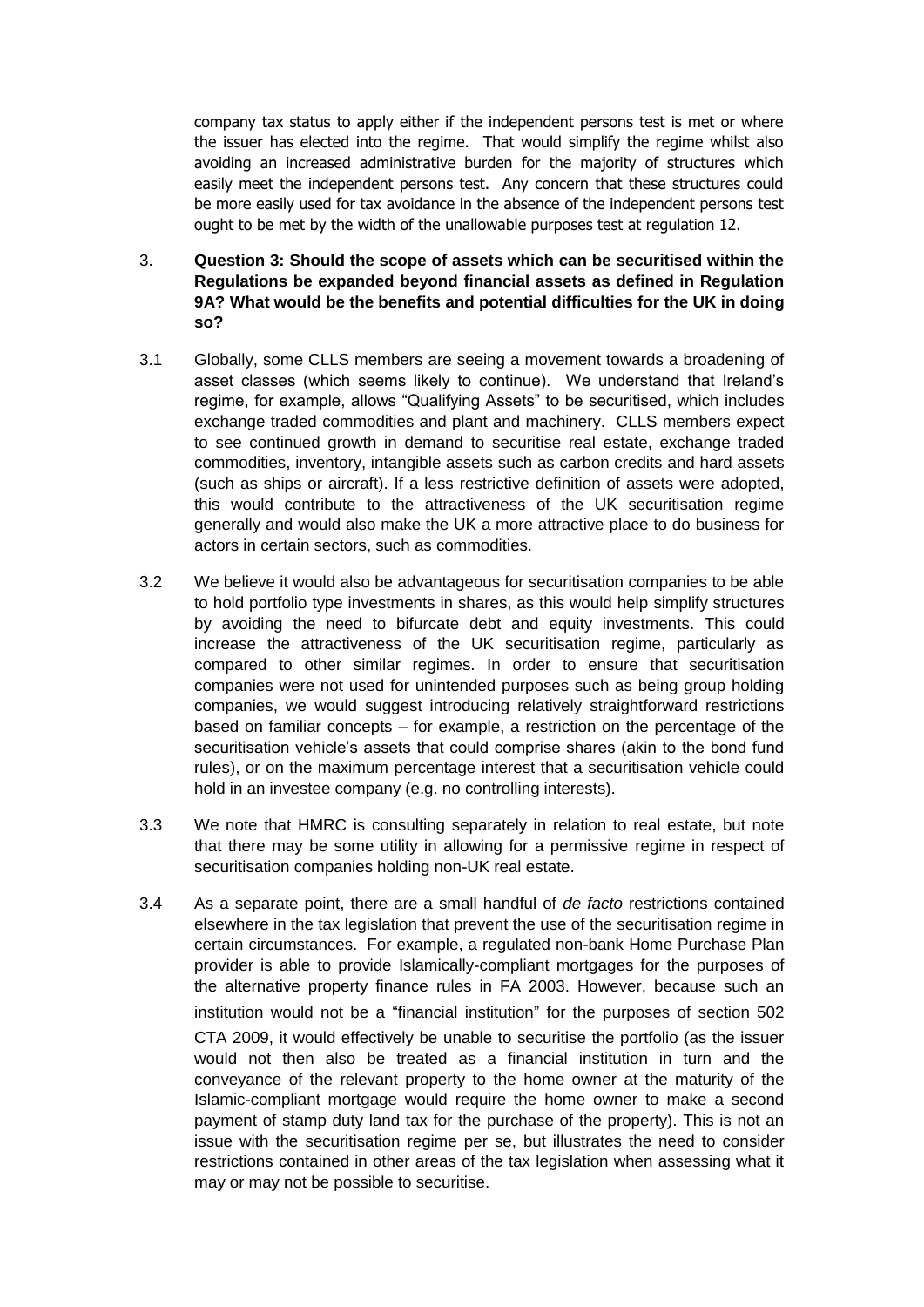company tax status to apply either if the independent persons test is met or where the issuer has elected into the regime. That would simplify the regime whilst also avoiding an increased administrative burden for the majority of structures which easily meet the independent persons test. Any concern that these structures could be more easily used for tax avoidance in the absence of the independent persons test ought to be met by the width of the unallowable purposes test at regulation 12.

3. **Question 3: Should the scope of assets which can be securitised within the Regulations be expanded beyond financial assets as defined in Regulation 9A? What would be the benefits and potential difficulties for the UK in doing so?**

3.1 Globally, some CLLS members are seeing a movement towards a broadening of asset classes (which seems likely to continue). We understand that Ireland's regime, for example, allows "Qualifying Assets" to be securitised, which includes exchange traded commodities and plant and machinery. CLLS members expect to see continued growth in demand to securitise real estate, exchange traded commodities, inventory, intangible assets such as carbon credits and hard assets (such as ships or aircraft). If a less restrictive definition of assets were adopted, this would contribute to the attractiveness of the UK securitisation regime generally and would also make the UK a more attractive place to do business for actors in certain sectors, such as commodities.

3.2 We believe it would also be advantageous for securitisation companies to be able to hold portfolio type investments in shares, as this would help simplify structures by avoiding the need to bifurcate debt and equity investments. This could increase the attractiveness of the UK securitisation regime, particularly as compared to other similar regimes. In order to ensure that securitisation companies were not used for unintended purposes such as being group holding companies, we would suggest introducing relatively straightforward restrictions based on familiar concepts – for example, a restriction on the percentage of the securitisation vehicle's assets that could comprise shares (akin to the bond fund rules), or on the maximum percentage interest that a securitisation vehicle could hold in an investee company (e.g. no controlling interests).

3.3 We note that HMRC is consulting separately in relation to real estate, but note that there may be some utility in allowing for a permissive regime in respect of securitisation companies holding non-UK real estate.

3.4 As a separate point, there are a small handful of *de facto* restrictions contained elsewhere in the tax legislation that prevent the use of the securitisation regime in certain circumstances. For example, a regulated non-bank Home Purchase Plan provider is able to provide Islamically-compliant mortgages for the purposes of the alternative property finance rules in FA 2003. However, because such an institution would not be a "financial institution" for the purposes of section 502 CTA 2009, it would effectively be unable to securitise the portfolio (as the issuer would not then also be treated as a financial institution in turn and the conveyance of the relevant property to the home owner at the maturity of the Islamic-compliant mortgage would require the home owner to make a second payment of stamp duty land tax for the purchase of the property). This is not an issue with the securitisation regime per se, but illustrates the need to consider restrictions contained in other areas of the tax legislation when assessing what it may or may not be possible to securitise.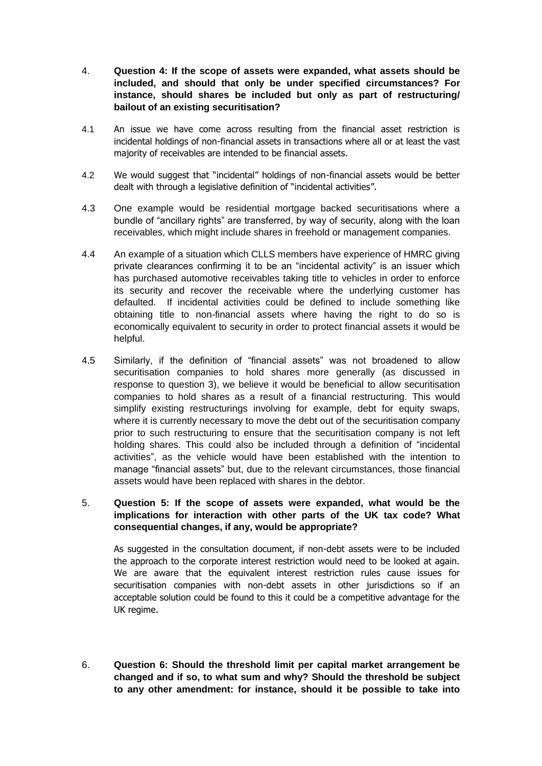4. **Question 4: If the scope of assets were expanded, what assets should be included, and should that only be under specified circumstances? For instance, should shares be included but only as part of restructuring/ bailout of an existing securitisation?**

4.1 An issue we have come across resulting from the financial asset restriction is incidental holdings of non-financial assets in transactions where all or at least the vast majority of receivables are intended to be financial assets.

4.2 We would suggest that "incidental" holdings of non-financial assets would be better dealt with through a legislative definition of "incidental activities".

4.3 One example would be residential mortgage backed securitisations where a bundle of "ancillary rights" are transferred, by way of security, along with the loan receivables, which might include shares in freehold or management companies.

4.4 An example of a situation which CLLS members have experience of HMRC giving private clearances confirming it to be an "incidental activity" is an issuer which has purchased automotive receivables taking title to vehicles in order to enforce its security and recover the receivable where the underlying customer has defaulted. If incidental activities could be defined to include something like obtaining title to non-financial assets where having the right to do so is economically equivalent to security in order to protect financial assets it would be helpful.

4.5 Similarly, if the definition of "financial assets" was not broadened to allow securitisation companies to hold shares more generally (as discussed in response to question 3), we believe it would be beneficial to allow securitisation companies to hold shares as a result of a financial restructuring. This would simplify existing restructurings involving for example, debt for equity swaps, where it is currently necessary to move the debt out of the securitisation company prior to such restructuring to ensure that the securitisation company is not left holding shares. This could also be included through a definition of "incidental activities", as the vehicle would have been established with the intention to manage "financial assets" but, due to the relevant circumstances, those financial assets would have been replaced with shares in the debtor.

5. **Question 5: If the scope of assets were expanded, what would be the implications for interaction with other parts of the UK tax code? What consequential changes, if any, would be appropriate?**

As suggested in the consultation document, if non-debt assets were to be included the approach to the corporate interest restriction would need to be looked at again. We are aware that the equivalent interest restriction rules cause issues for securitisation companies with non-debt assets in other jurisdictions so if an acceptable solution could be found to this it could be a competitive advantage for the UK regime.

6. **Question 6: Should the threshold limit per capital market arrangement be changed and if so, to what sum and why? Should the threshold be subject to any other amendment: for instance, should it be possible to take into**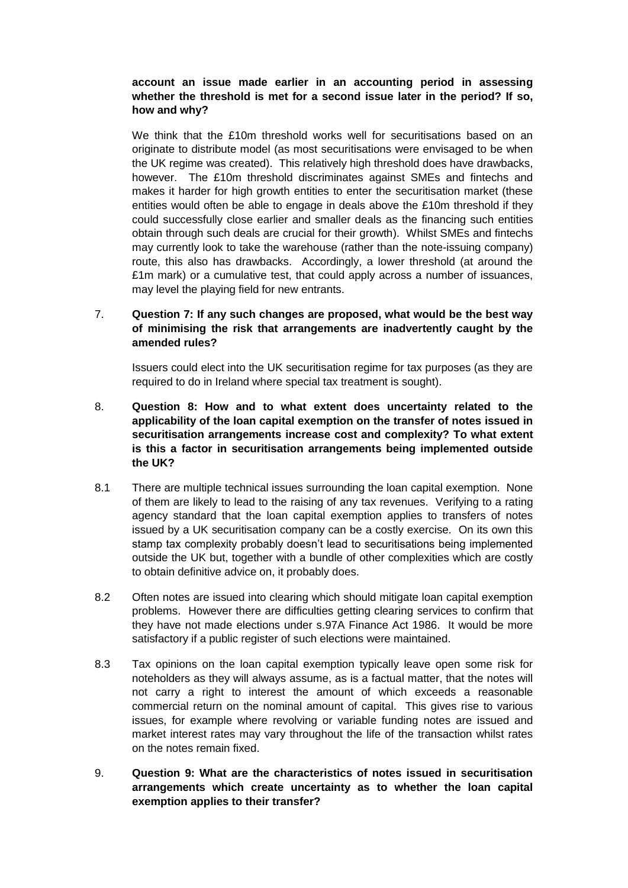**account an issue made earlier in an accounting period in assessing whether the threshold is met for a second issue later in the period? If so, how and why?**

We think that the £10m threshold works well for securitisations based on an originate to distribute model (as most securitisations were envisaged to be when the UK regime was created). This relatively high threshold does have drawbacks, however. The £10m threshold discriminates against SMEs and fintechs and makes it harder for high growth entities to enter the securitisation market (these entities would often be able to engage in deals above the £10m threshold if they could successfully close earlier and smaller deals as the financing such entities obtain through such deals are crucial for their growth). Whilst SMEs and fintechs may currently look to take the warehouse (rather than the note-issuing company) route, this also has drawbacks. Accordingly, a lower threshold (at around the £1m mark) or a cumulative test, that could apply across a number of issuances, may level the playing field for new entrants.

7. **Question 7: If any such changes are proposed, what would be the best way of minimising the risk that arrangements are inadvertently caught by the amended rules?**

   Issuers could elect into the UK securitisation regime for tax purposes (as they are required to do in Ireland where special tax treatment is sought).

8. **Question 8: How and to what extent does uncertainty related to the applicability of the loan capital exemption on the transfer of notes issued in securitisation arrangements increase cost and complexity? To what extent is this a factor in securitisation arrangements being implemented outside the UK?**

8.1 There are multiple technical issues surrounding the loan capital exemption. None of them are likely to lead to the raising of any tax revenues. Verifying to a rating agency standard that the loan capital exemption applies to transfers of notes issued by a UK securitisation company can be a costly exercise. On its own this stamp tax complexity probably doesn't lead to securitisations being implemented outside the UK but, together with a bundle of other complexities which are costly to obtain definitive advice on, it probably does.

8.2 Often notes are issued into clearing which should mitigate loan capital exemption problems. However there are difficulties getting clearing services to confirm that they have not made elections under s.97A Finance Act 1986. It would be more satisfactory if a public register of such elections were maintained.

8.3 Tax opinions on the loan capital exemption typically leave open some risk for noteholders as they will always assume, as is a factual matter, that the notes will not carry a right to interest the amount of which exceeds a reasonable commercial return on the nominal amount of capital. This gives rise to various issues, for example where revolving or variable funding notes are issued and market interest rates may vary throughout the life of the transaction whilst rates on the notes remain fixed.

9. **Question 9: What are the characteristics of notes issued in securitisation arrangements which create uncertainty as to whether the loan capital exemption applies to their transfer?**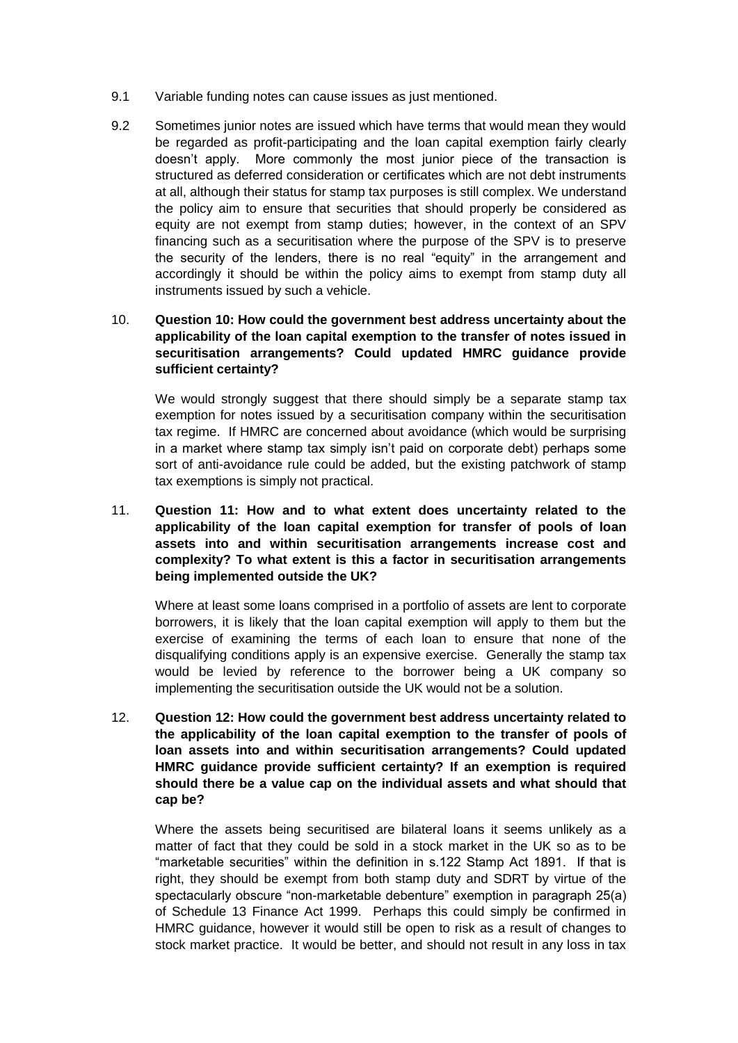9.1 Variable funding notes can cause issues as just mentioned.

9.2 Sometimes junior notes are issued which have terms that would mean they would be regarded as profit-participating and the loan capital exemption fairly clearly doesn't apply. More commonly the most junior piece of the transaction is structured as deferred consideration or certificates which are not debt instruments at all, although their status for stamp tax purposes is still complex. We understand the policy aim to ensure that securities that should properly be considered as equity are not exempt from stamp duties; however, in the context of an SPV financing such as a securitisation where the purpose of the SPV is to preserve the security of the lenders, there is no real "equity" in the arrangement and accordingly it should be within the policy aims to exempt from stamp duty all instruments issued by such a vehicle.

10. **Question 10: How could the government best address uncertainty about the applicability of the loan capital exemption to the transfer of notes issued in securitisation arrangements? Could updated HMRC guidance provide sufficient certainty?**

We would strongly suggest that there should simply be a separate stamp tax exemption for notes issued by a securitisation company within the securitisation tax regime. If HMRC are concerned about avoidance (which would be surprising in a market where stamp tax simply isn't paid on corporate debt) perhaps some sort of anti-avoidance rule could be added, but the existing patchwork of stamp tax exemptions is simply not practical.

11. **Question 11: How and to what extent does uncertainty related to the applicability of the loan capital exemption for transfer of pools of loan assets into and within securitisation arrangements increase cost and complexity? To what extent is this a factor in securitisation arrangements being implemented outside the UK?**

Where at least some loans comprised in a portfolio of assets are lent to corporate borrowers, it is likely that the loan capital exemption will apply to them but the exercise of examining the terms of each loan to ensure that none of the disqualifying conditions apply is an expensive exercise. Generally the stamp tax would be levied by reference to the borrower being a UK company so implementing the securitisation outside the UK would not be a solution.

12. **Question 12: How could the government best address uncertainty related to the applicability of the loan capital exemption to the transfer of pools of loan assets into and within securitisation arrangements? Could updated HMRC guidance provide sufficient certainty? If an exemption is required should there be a value cap on the individual assets and what should that cap be?**

Where the assets being securitised are bilateral loans it seems unlikely as a matter of fact that they could be sold in a stock market in the UK so as to be "marketable securities" within the definition in s.122 Stamp Act 1891. If that is right, they should be exempt from both stamp duty and SDRT by virtue of the spectacularly obscure "non-marketable debenture" exemption in paragraph 25(a) of Schedule 13 Finance Act 1999. Perhaps this could simply be confirmed in HMRC guidance, however it would still be open to risk as a result of changes to stock market practice. It would be better, and should not result in any loss in tax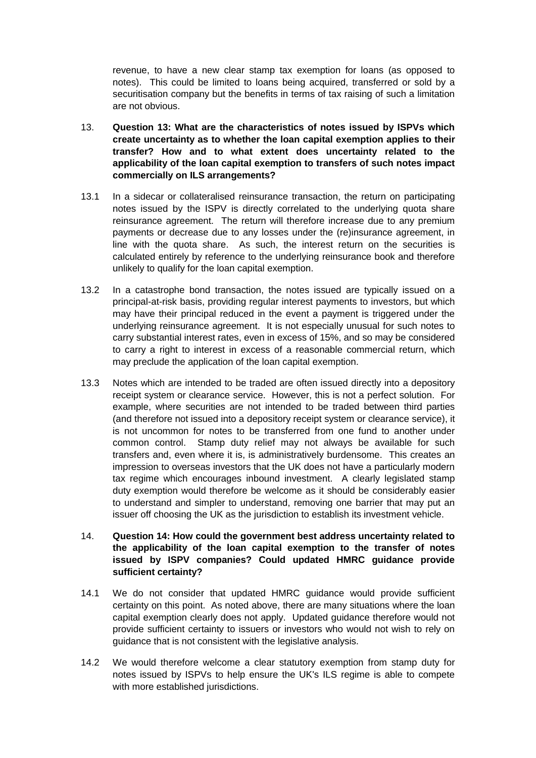revenue, to have a new clear stamp tax exemption for loans (as opposed to notes). This could be limited to loans being acquired, transferred or sold by a securitisation company but the benefits in terms of tax raising of such a limitation are not obvious.

13. **Question 13: What are the characteristics of notes issued by ISPVs which create uncertainty as to whether the loan capital exemption applies to their transfer? How and to what extent does uncertainty related to the applicability of the loan capital exemption to transfers of such notes impact commercially on ILS arrangements?**

13.1 In a sidecar or collateralised reinsurance transaction, the return on participating notes issued by the ISPV is directly correlated to the underlying quota share reinsurance agreement. The return will therefore increase due to any premium payments or decrease due to any losses under the (re)insurance agreement, in line with the quota share. As such, the interest return on the securities is calculated entirely by reference to the underlying reinsurance book and therefore unlikely to qualify for the loan capital exemption.

13.2 In a catastrophe bond transaction, the notes issued are typically issued on a principal-at-risk basis, providing regular interest payments to investors, but which may have their principal reduced in the event a payment is triggered under the underlying reinsurance agreement. It is not especially unusual for such notes to carry substantial interest rates, even in excess of 15%, and so may be considered to carry a right to interest in excess of a reasonable commercial return, which may preclude the application of the loan capital exemption.

13.3 Notes which are intended to be traded are often issued directly into a depository receipt system or clearance service. However, this is not a perfect solution. For example, where securities are not intended to be traded between third parties (and therefore not issued into a depository receipt system or clearance service), it is not uncommon for notes to be transferred from one fund to another under common control. Stamp duty relief may not always be available for such transfers and, even where it is, is administratively burdensome. This creates an impression to overseas investors that the UK does not have a particularly modern tax regime which encourages inbound investment. A clearly legislated stamp duty exemption would therefore be welcome as it should be considerably easier to understand and simpler to understand, removing one barrier that may put an issuer off choosing the UK as the jurisdiction to establish its investment vehicle.

14. **Question 14: How could the government best address uncertainty related to the applicability of the loan capital exemption to the transfer of notes issued by ISPV companies? Could updated HMRC guidance provide sufficient certainty?**

14.1 We do not consider that updated HMRC guidance would provide sufficient certainty on this point. As noted above, there are many situations where the loan capital exemption clearly does not apply. Updated guidance therefore would not provide sufficient certainty to issuers or investors who would not wish to rely on guidance that is not consistent with the legislative analysis.

14.2 We would therefore welcome a clear statutory exemption from stamp duty for notes issued by ISPVs to help ensure the UK's ILS regime is able to compete with more established jurisdictions.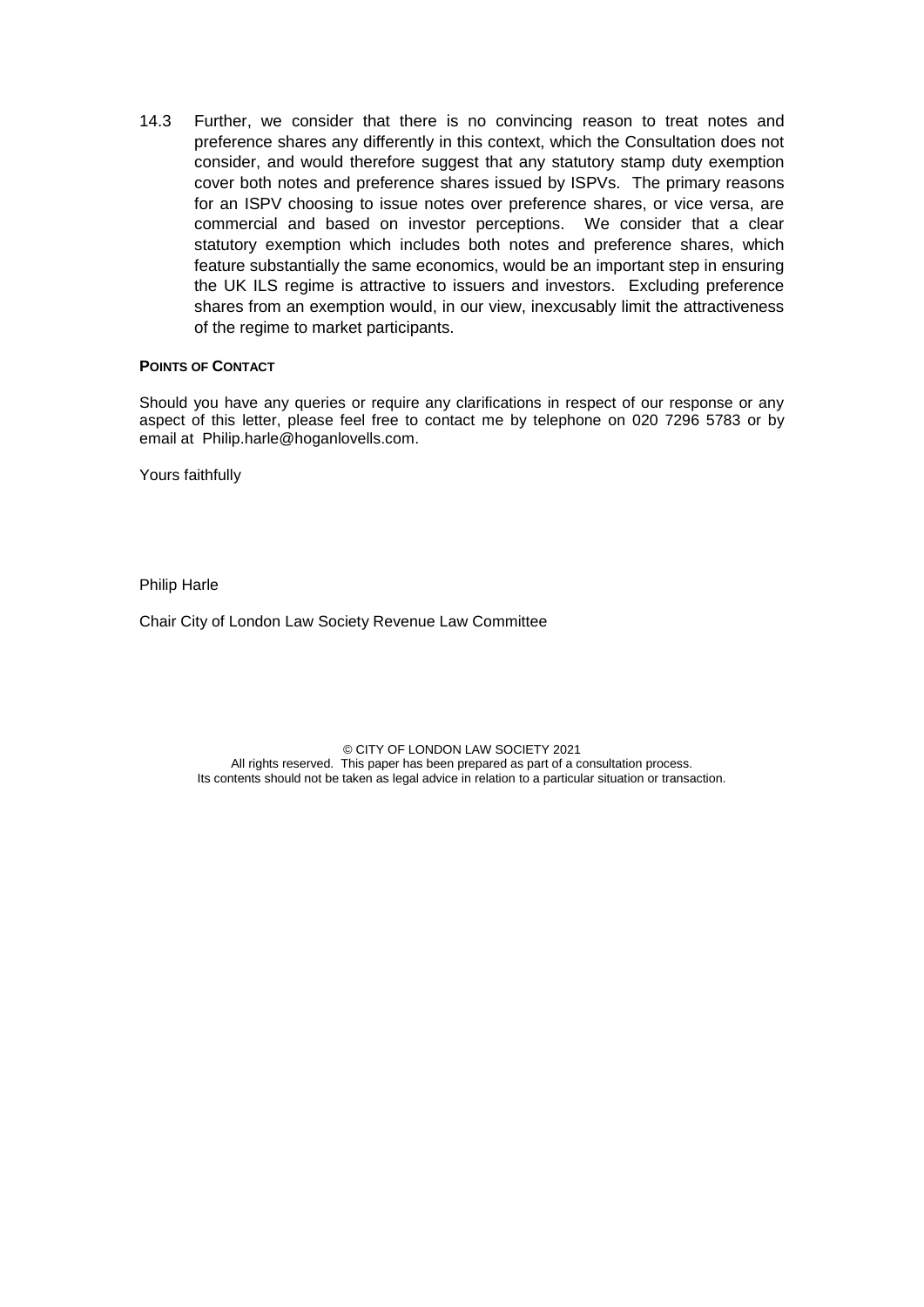14.3 Further, we consider that there is no convincing reason to treat notes and preference shares any differently in this context, which the Consultation does not consider, and would therefore suggest that any statutory stamp duty exemption cover both notes and preference shares issued by ISPVs. The primary reasons for an ISPV choosing to issue notes over preference shares, or vice versa, are commercial and based on investor perceptions. We consider that a clear statutory exemption which includes both notes and preference shares, which feature substantially the same economics, would be an important step in ensuring the UK ILS regime is attractive to issuers and investors. Excluding preference shares from an exemption would, in our view, inexcusably limit the attractiveness of the regime to market participants.

**POINTS OF CONTACT**

Should you have any queries or require any clarifications in respect of our response or any aspect of this letter, please feel free to contact me by telephone on 020 7296 5783 or by email at Philip.harle@hoganlovells.com.

Yours faithfully

Philip Harle

Chair City of London Law Society Revenue Law Committee

© CITY OF LONDON LAW SOCIETY 2021
All rights reserved. This paper has been prepared as part of a consultation process.
Its contents should not be taken as legal advice in relation to a particular situation or transaction.